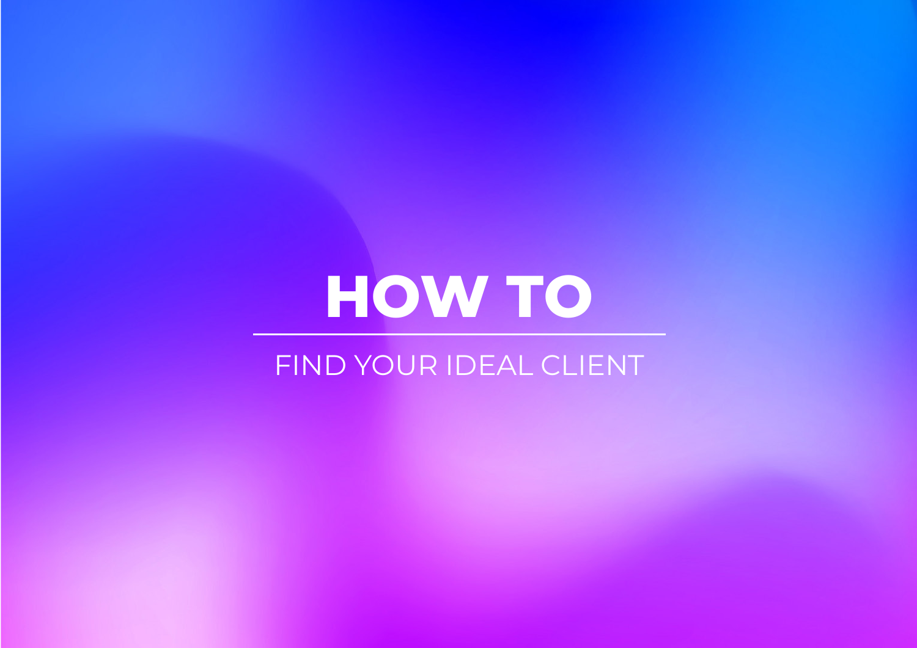# HOW TO

---

FIND YOUR IDEAL CLIENT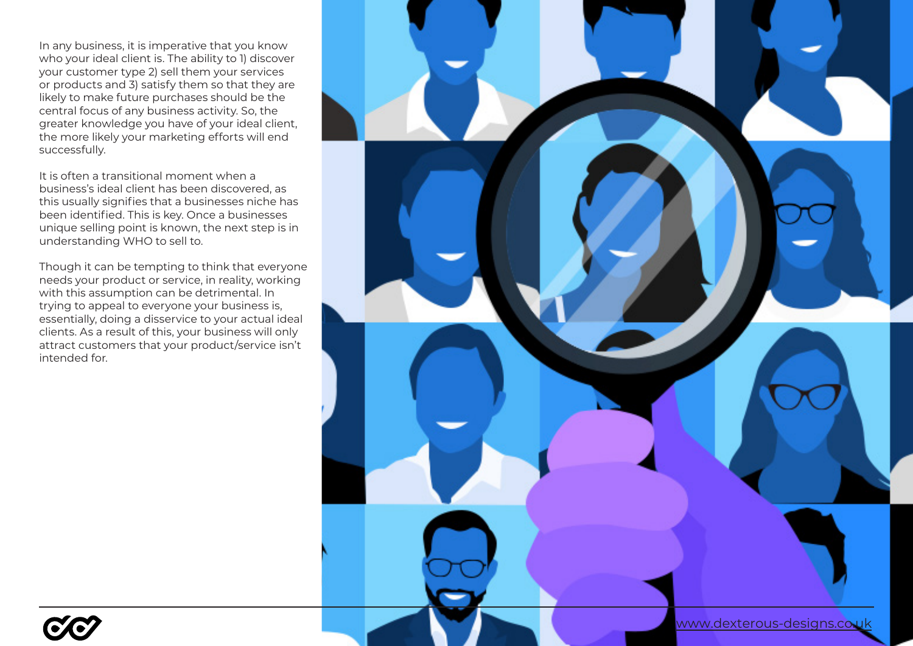In any business, it is imperative that you know who your ideal client is. The ability to 1) discover your customer type 2) sell them your services or products and 3) satisfy them so that they are likely to make future purchases should be the central focus of any business activity. So, the greater knowledge you have of your ideal client, the more likely your marketing efforts will end successfully.

It is often a transitional moment when a business's ideal client has been discovered, as this usually signifies that a businesses niche has been identified. This is key. Once a businesses unique selling point is known, the next step is in understanding WHO to sell to.

Though it can be tempting to think that everyone needs your product or service, in reality, working with this assumption can be detrimental. In trying to appeal to everyone your business is, essentially, doing a disservice to your actual ideal clients. As a result of this, your business will only attract customers that your product/service isn't intended for.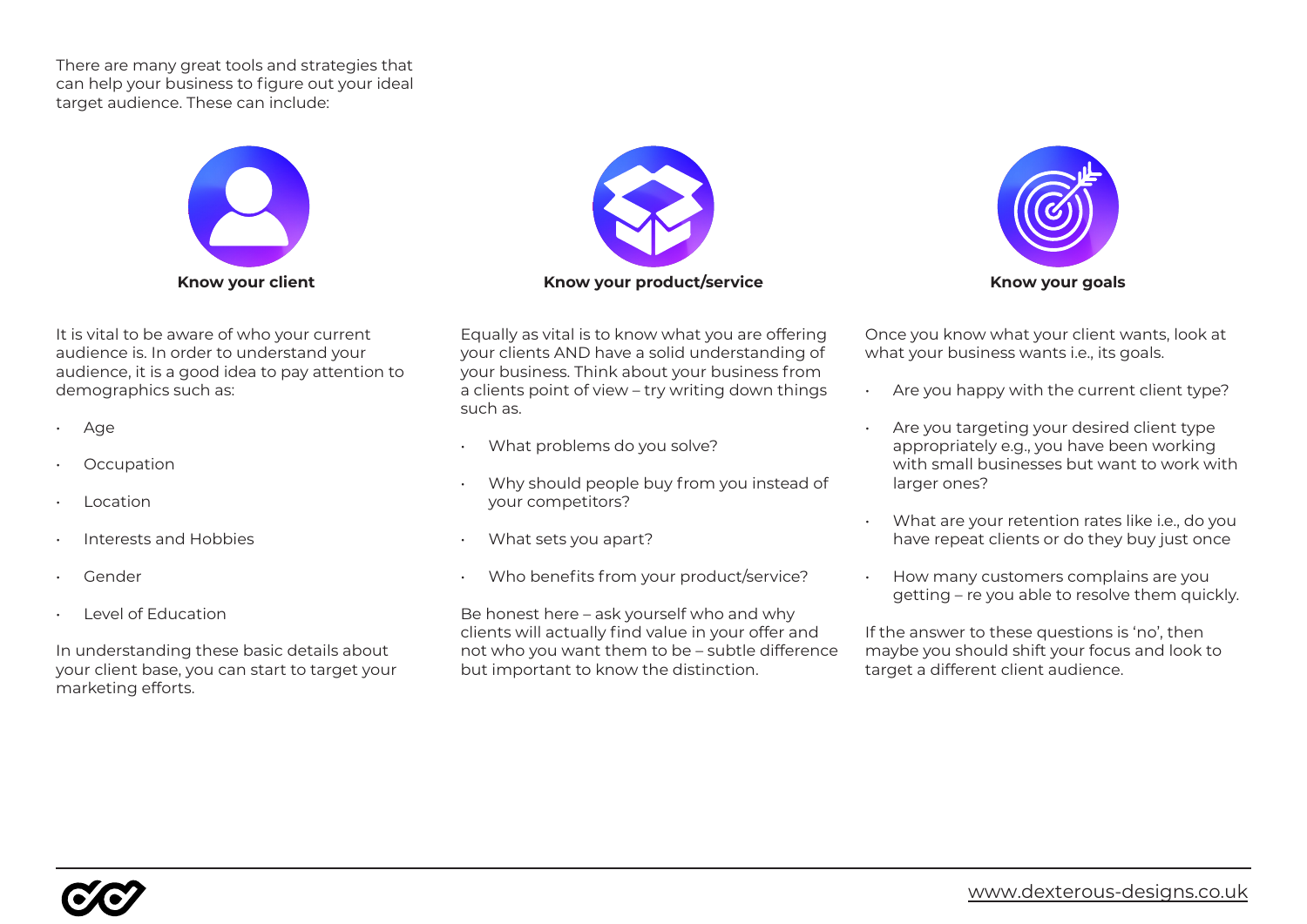There are many great tools and strategies that can help your business to figure out your ideal target audience. These can include:

### Know your client

It is vital to be aware of who your current audience is. In order to understand your audience, it is a good idea to pay attention to demographics such as:

- Age
- Occupation
- Location
- Interests and Hobbies
- Gender
- Level of Education

In understanding these basic details about your client base, you can start to target your marketing efforts.

### Know your product/service

Equally as vital is to know what you are offering your clients AND have a solid understanding of your business. Think about your business from a clients point of view – try writing down things such as.

- What problems do you solve?
- Why should people buy from you instead of your competitors?
- What sets you apart?
- Who benefits from your product/service?

Be honest here – ask yourself who and why clients will actually find value in your offer and not who you want them to be – subtle difference but important to know the distinction.

### Know your goals

Once you know what your client wants, look at what your business wants i.e., its goals.

- Are you happy with the current client type?
- Are you targeting your desired client type appropriately e.g., you have been working with small businesses but want to work with larger ones?
- What are your retention rates like i.e., do you have repeat clients or do they buy just once
- How many customers complains are you getting – re you able to resolve them quickly.

If the answer to these questions is 'no', then maybe you should shift your focus and look to target a different client audience.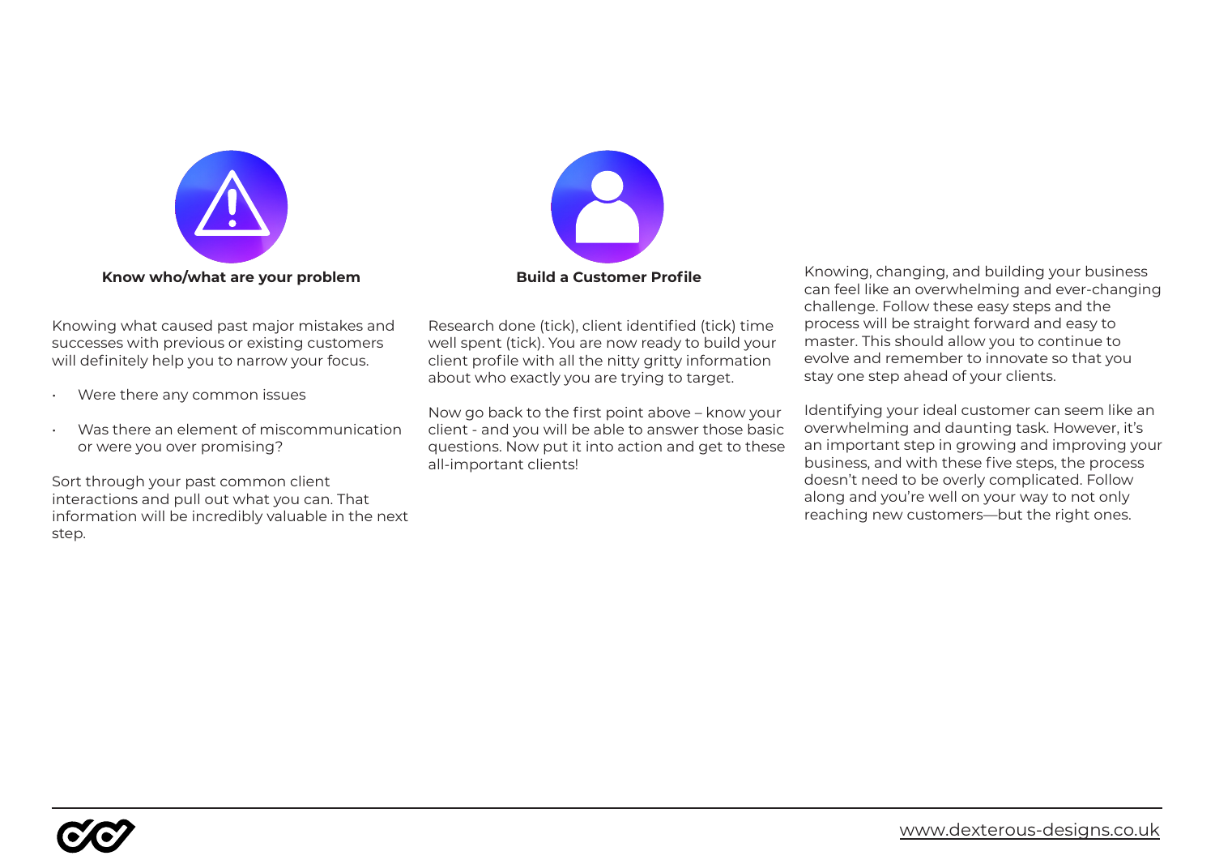### Know who/what are your problem

Knowing what caused past major mistakes and successes with previous or existing customers will definitely help you to narrow your focus.

- Were there any common issues
- Was there an element of miscommunication or were you over promising?

Sort through your past common client interactions and pull out what you can. That information will be incredibly valuable in the next step.

### Build a Customer Profile

Research done (tick), client identified (tick) time well spent (tick). You are now ready to build your client profile with all the nitty gritty information about who exactly you are trying to target.

Now go back to the first point above – know your client - and you will be able to answer those basic questions. Now put it into action and get to these all-important clients!

Knowing, changing, and building your business can feel like an overwhelming and ever-changing challenge. Follow these easy steps and the process will be straight forward and easy to master. This should allow you to continue to evolve and remember to innovate so that you stay one step ahead of your clients.

Identifying your ideal customer can seem like an overwhelming and daunting task. However, it's an important step in growing and improving your business, and with these five steps, the process doesn't need to be overly complicated. Follow along and you're well on your way to not only reaching new customers—but the right ones.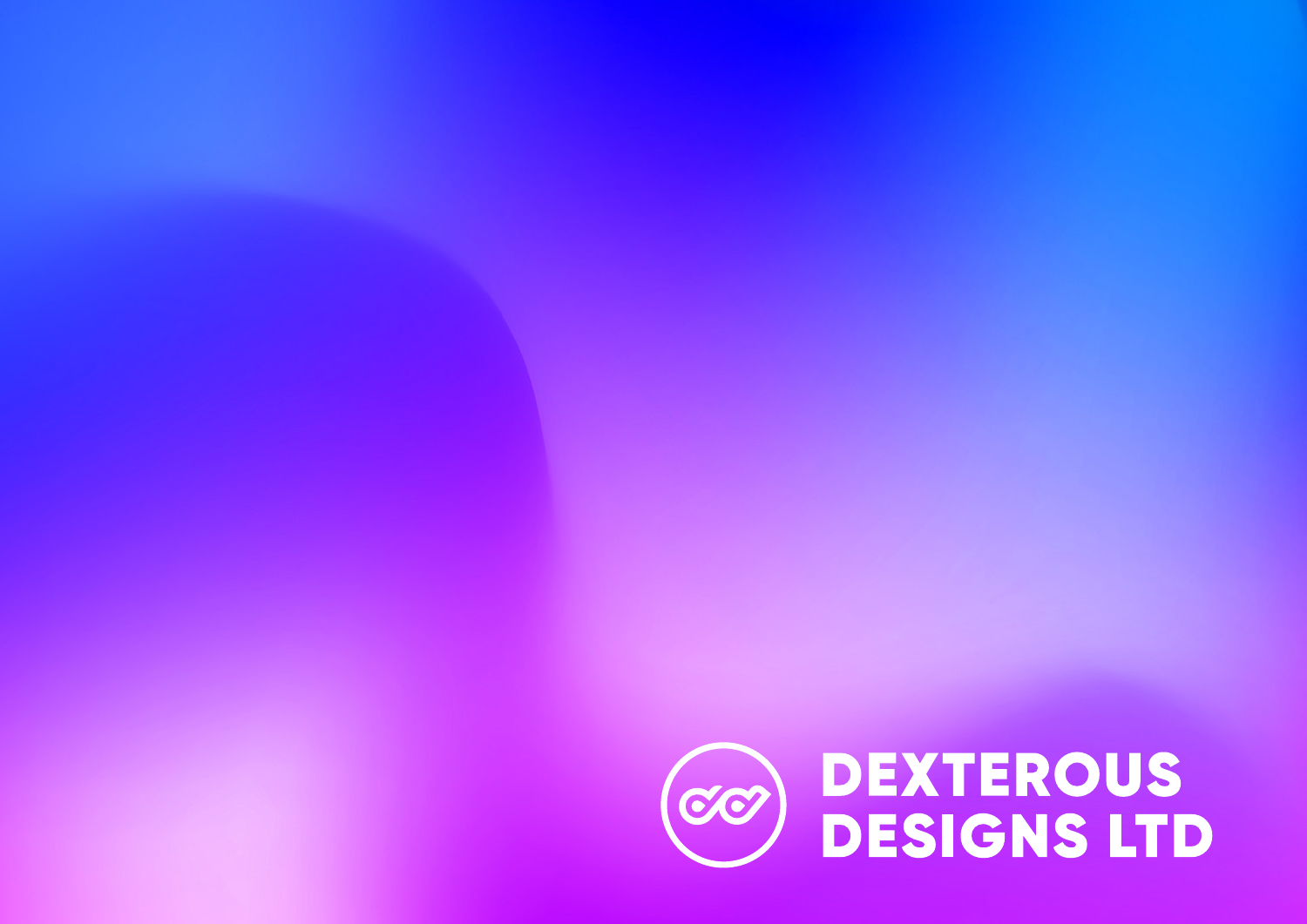DEXTEROUS DESIGNS LTD